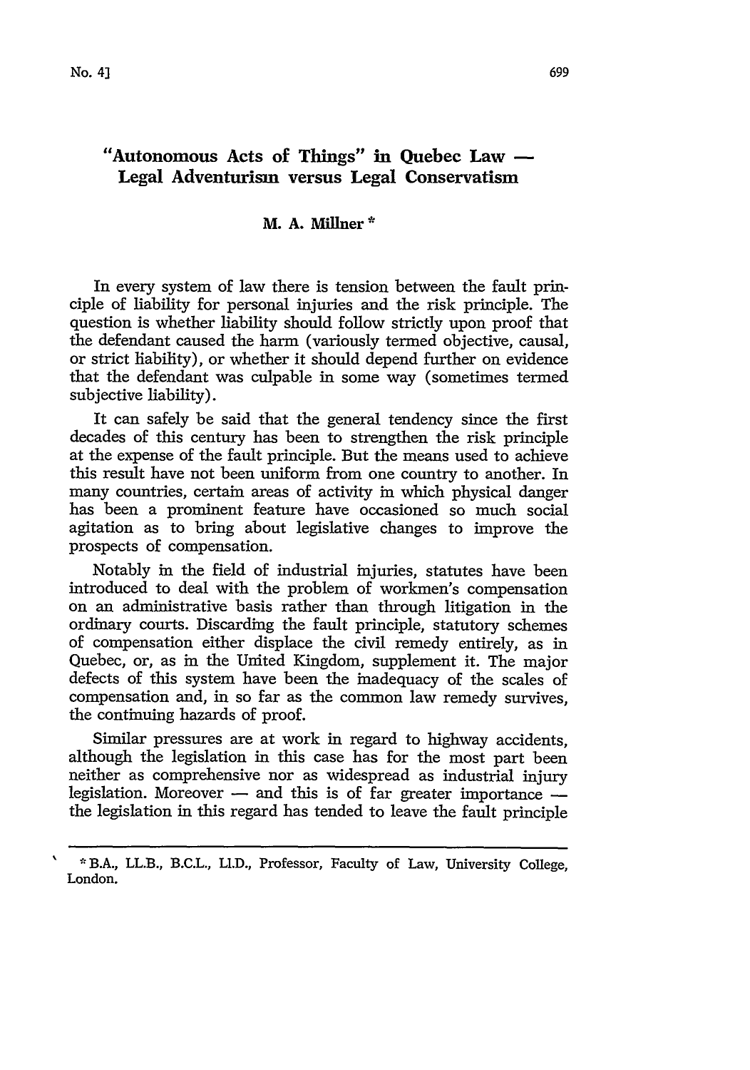# "Autonomous Acts of Things" in Quebec Law — Legal Adventurism versus Legal Conservatism

**M. A. Millner** *

In every system of law there is tension between the fault principle of liability for personal injuries and the risk principle. The question is whether liability should follow strictly upon proof that the defendant caused the harm (variously termed objective, causal, or strict liability), or whether it should depend further on evidence that the defendant was culpable in some way (sometimes termed subjective liability).

It can safely be said that the general tendency since the first decades of this century has been to strengthen the risk principle at the expense of the fault principle. But the means used to achieve this result have not been uniform from one country to another. In many countries, certain areas of activity in which physical danger has been a prominent feature have occasioned so much social agitation as to bring about legislative changes to improve the prospects of compensation.

Notably in the field of industrial injuries, statutes have been introduced to deal with the problem of workmen's compensation on an administrative basis rather than through litigation in the ordinary courts. Discarding the fault principle, statutory schemes of compensation either displace the civil remedy entirely, as in Quebec, or, as in the United Kingdom, supplement it. The major defects of this system have been the inadequacy of the scales of compensation and, in so far as the common law remedy survives, the continuing hazards of proof.

Similar pressures are at work in regard to highway accidents, although the legislation in this case has for the most part been neither as comprehensive nor as widespread as industrial injury legislation. Moreover — and this is of far greater importance — the legislation in this regard has tended to leave the fault principle

---

\* B.A., LL.B., B.C.L., Ll.D., Professor, Faculty of Law, University College, London.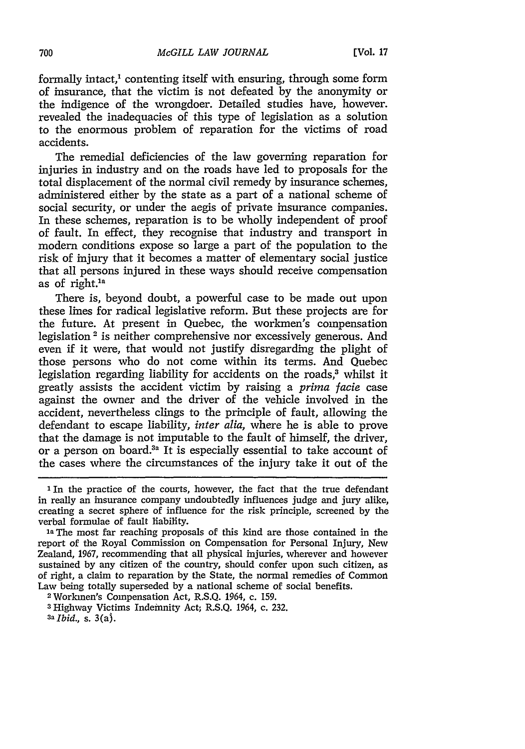formally intact,[1] contenting itself with ensuring, through some form of insurance, that the victim is not defeated by the anonymity or the indigence of the wrongdoer. Detailed studies have, however. revealed the inadequacies of this type of legislation as a solution to the enormous problem of reparation for the victims of road accidents.

The remedial deficiencies of the law governing reparation for injuries in industry and on the roads have led to proposals for the total displacement of the normal civil remedy by insurance schemes, administered either by the state as a part of a national scheme of social security, or under the aegis of private insurance companies. In these schemes, reparation is to be wholly independent of proof of fault. In effect, they recognise that industry and transport in modern conditions expose so large a part of the population to the risk of injury that it becomes a matter of elementary social justice that all persons injured in these ways should receive compensation as of right.[1a]

There is, beyond doubt, a powerful case to be made out upon these lines for radical legislative reform. But these projects are for the future. At present in Quebec, the workmen's compensation legislation [2] is neither comprehensive nor excessively generous. And even if it were, that would not justify disregarding the plight of those persons who do not come within its terms. And Quebec legislation regarding liability for accidents on the roads,[3] whilst it greatly assists the accident victim by raising a *prima facie* case against the owner and the driver of the vehicle involved in the accident, nevertheless clings to the principle of fault, allowing the defendant to escape liability, *inter alia,* where he is able to prove that the damage is not imputable to the fault of himself, the driver, or a person on board.[3a] It is especially essential to take account of the cases where the circumstances of the injury take it out of the

---

[1] In the practice of the courts, however, the fact that the true defendant in really an insurance company undoubtedly influences judge and jury alike, creating a secret sphere of influence for the risk principle, screened by the verbal formulae of fault liability.

[1a] The most far reaching proposals of this kind are those contained in the report of the Royal Commission on Compensation for Personal Injury, New Zealand, 1967, recommending that all physical injuries, wherever and however sustained by any citizen of the country, should confer upon such citizen, as of right, a claim to reparation by the State, the normal remedies of Common Law being totally superseded by a national scheme of social benefits.

[2] Workmen's Compensation Act, R.S.Q. 1964, c. 159.

[3] Highway Victims Indemnity Act; R.S.Q. 1964, c. 232.

[3a] *Ibid.*, s. 3(a).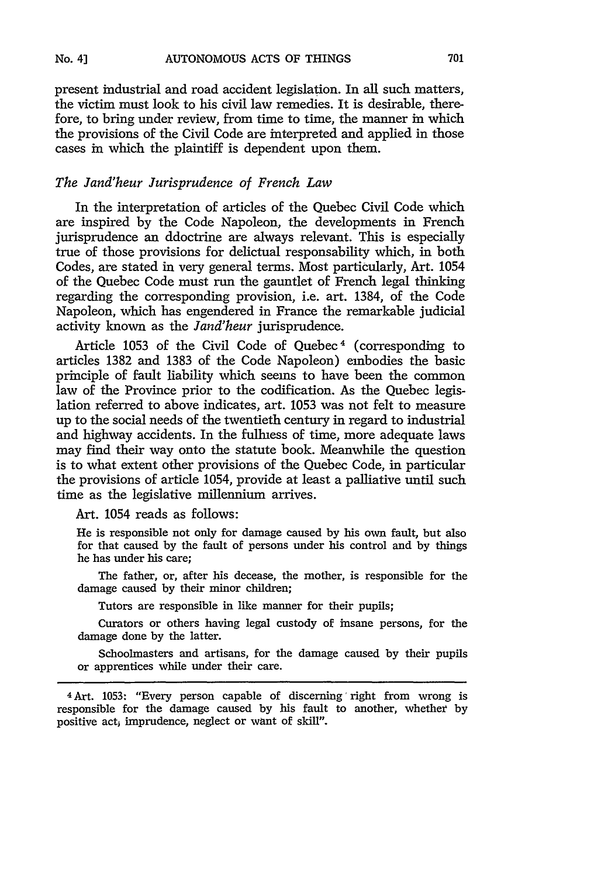present industrial and road accident legislation. In all such matters, the victim must look to his civil law remedies. It is desirable, therefore, to bring under review, from time to time, the manner in which the provisions of the Civil Code are interpreted and applied in those cases in which the plaintiff is dependent upon them.

### *The Jand'heur Jurisprudence of French Law*

In the interpretation of articles of the Quebec Civil Code which are inspired by the Code Napoleon, the developments in French jurisprudence an ddoctrine are always relevant. This is especially true of those provisions for delictual responsability which, in both Codes, are stated in very general terms. Most particularly, Art. 1054 of the Quebec Code must run the gauntlet of French legal thinking regarding the corresponding provision, i.e. art. 1384, of the Code Napoleon, which has engendered in France the remarkable judicial activity known as the *Jand'heur* jurisprudence.

Article 1053 of the Civil Code of Quebec[4] (corresponding to articles 1382 and 1383 of the Code Napoleon) embodies the basic principle of fault liability which seems to have been the common law of the Province prior to the codification. As the Quebec legislation referred to above indicates, art. 1053 was not felt to measure up to the social needs of the twentieth century in regard to industrial and highway accidents. In the fulness of time, more adequate laws may find their way onto the statute book. Meanwhile the question is to what extent other provisions of the Quebec Code, in particular the provisions of article 1054, provide at least a palliative until such time as the legislative millennium arrives.

Art. 1054 reads as follows:

> He is responsible not only for damage caused by his own fault, but also for that caused by the fault of persons under his control and by things he has under his care;
>
> The father, or, after his decease, the mother, is responsible for the damage caused by their minor children;
>
> Tutors are responsible in like manner for their pupils;
>
> Curators or others having legal custody of insane persons, for the damage done by the latter.
>
> Schoolmasters and artisans, for the damage caused by their pupils or apprentices while under their care.

---

[4] Art. 1053: "Every person capable of discerning right from wrong is responsible for the damage caused by his fault to another, whether by positive act, imprudence, neglect or want of skill".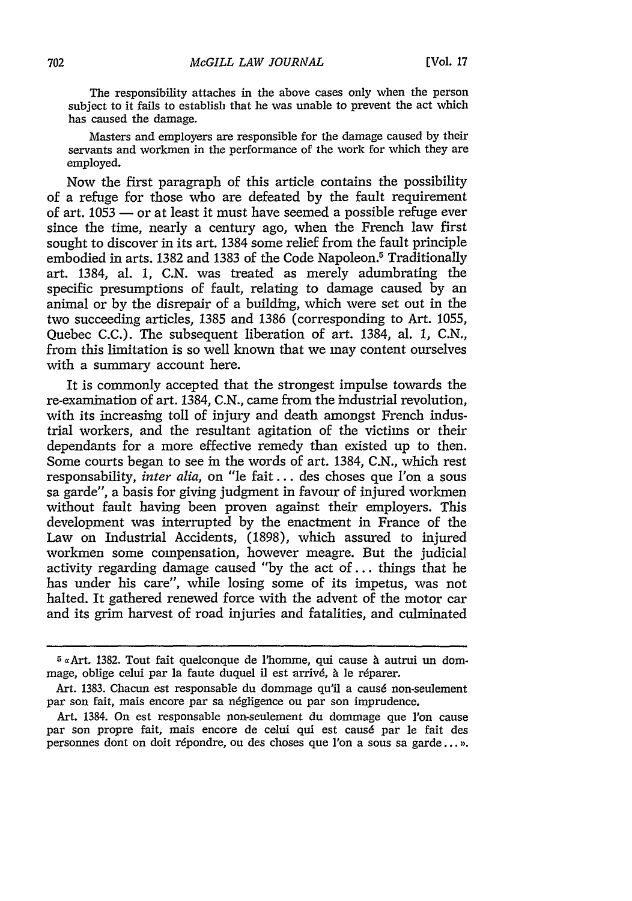The responsibility attaches in the above cases only when the person subject to it fails to establish that he was unable to prevent the act which has caused the damage.

Masters and employers are responsible for the damage caused by their servants and workmen in the performance of the work for which they are employed.

Now the first paragraph of this article contains the possibility of a refuge for those who are defeated by the fault requirement of art. 1053 — or at least it must have seemed a possible refuge ever since the time, nearly a century ago, when the French law first sought to discover in its art. 1384 some relief from the fault principle embodied in arts. 1382 and 1383 of the Code Napoleon.[5] Traditionally art. 1384, al. 1, C.N. was treated as merely adumbrating the specific presumptions of fault, relating to damage caused by an animal or by the disrepair of a building, which were set out in the two succeeding articles, 1385 and 1386 (corresponding to Art. 1055, Quebec C.C.). The subsequent liberation of art. 1384, al. 1, C.N., from this limitation is so well known that we may content ourselves with a summary account here.

It is commonly accepted that the strongest impulse towards the re-examination of art. 1384, C.N., came from the industrial revolution, with its increasing toll of injury and death amongst French industrial workers, and the resultant agitation of the victims or their dependants for a more effective remedy than existed up to then. Some courts began to see in the words of art. 1384, C.N., which rest responsability, *inter alia*, on "le fait ... des choses que l'on a sous sa garde", a basis for giving judgment in favour of injured workmen without fault having been proven against their employers. This development was interrupted by the enactment in France of the Law on Industrial Accidents, (1898), which assured to injured workmen some compensation, however meagre. But the judicial activity regarding damage caused "by the act of ... things that he has under his care", while losing some of its impetus, was not halted. It gathered renewed force with the advent of the motor car and its grim harvest of road injuries and fatalities, and culminated

---

[5] «Art. 1382. Tout fait quelconque de l'homme, qui cause à autrui un dommage, oblige celui par la faute duquel il est arrivé, à le réparer.

Art. 1383. Chacun est responsable du dommage qu'il a causé non-seulement par son fait, mais encore par sa négligence ou par son imprudence.

Art. 1384. On est responsable non-seulement du dommage que l'on cause par son propre fait, mais encore de celui qui est causé par le fait des personnes dont on doit répondre, ou des choses que l'on a sous sa garde ... ».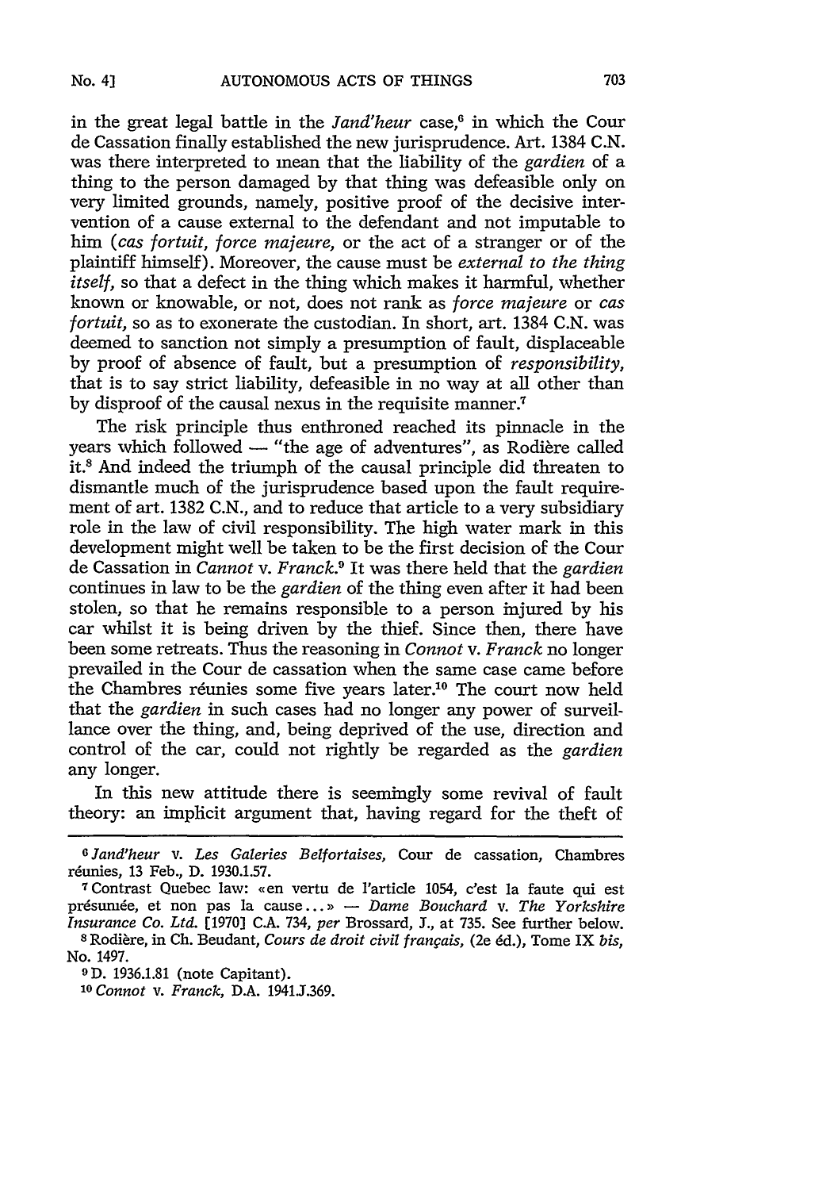in the great legal battle in the *Jand'heur* case,[6] in which the Cour de Cassation finally established the new jurisprudence. Art. 1384 C.N. was there interpreted to mean that the liability of the *gardien* of a thing to the person damaged by that thing was defeasible only on very limited grounds, namely, positive proof of the decisive intervention of a cause external to the defendant and not imputable to him (*cas fortuit, force majeure*, or the act of a stranger or of the plaintiff himself). Moreover, the cause must be *external to the thing itself*, so that a defect in the thing which makes it harmful, whether known or knowable, or not, does not rank as *force majeure* or *cas fortuit*, so as to exonerate the custodian. In short, art. 1384 C.N. was deemed to sanction not simply a presumption of fault, displaceable by proof of absence of fault, but a presumption of *responsibility*, that is to say strict liability, defeasible in no way at all other than by disproof of the causal nexus in the requisite manner.[7]

The risk principle thus enthroned reached its pinnacle in the years which followed — "the age of adventures", as Rodière called it.[8] And indeed the triumph of the causal principle did threaten to dismantle much of the jurisprudence based upon the fault requirement of art. 1382 C.N., and to reduce that article to a very subsidiary role in the law of civil responsibility. The high water mark in this development might well be taken to be the first decision of the Cour de Cassation in *Cannot* v. *Franck*.[9] It was there held that the *gardien* continues in law to be the *gardien* of the thing even after it had been stolen, so that he remains responsible to a person injured by his car whilst it is being driven by the thief. Since then, there have been some retreats. Thus the reasoning in *Connot* v. *Franck* no longer prevailed in the Cour de cassation when the same case came before the Chambres réunies some five years later.[10] The court now held that the *gardien* in such cases had no longer any power of surveillance over the thing, and, being deprived of the use, direction and control of the car, could not rightly be regarded as the *gardien* any longer.

In this new attitude there is seemingly some revival of fault theory: an implicit argument that, having regard for the theft of

---

[6] *Jand'heur* v. *Les Galeries Belfortaises*, Cour de cassation, Chambres réunies, 13 Feb., D. 1930.1.57.

[7] Contrast Quebec law: «en vertu de l'article 1054, c'est la faute qui est présumée, et non pas la cause...» — *Dame Bouchard* v. *The Yorkshire Insurance Co. Ltd.* [1970] C.A. 734, *per* Brossard, J., at 735. See further below.

[8] Rodière, in Ch. Beudant, *Cours de droit civil français*, (2e éd.), Tome IX *bis*, No. 1497.

[9] D. 1936.1.81 (note Capitant).

[10] *Connot* v. *Franck*, D.A. 1941.J.369.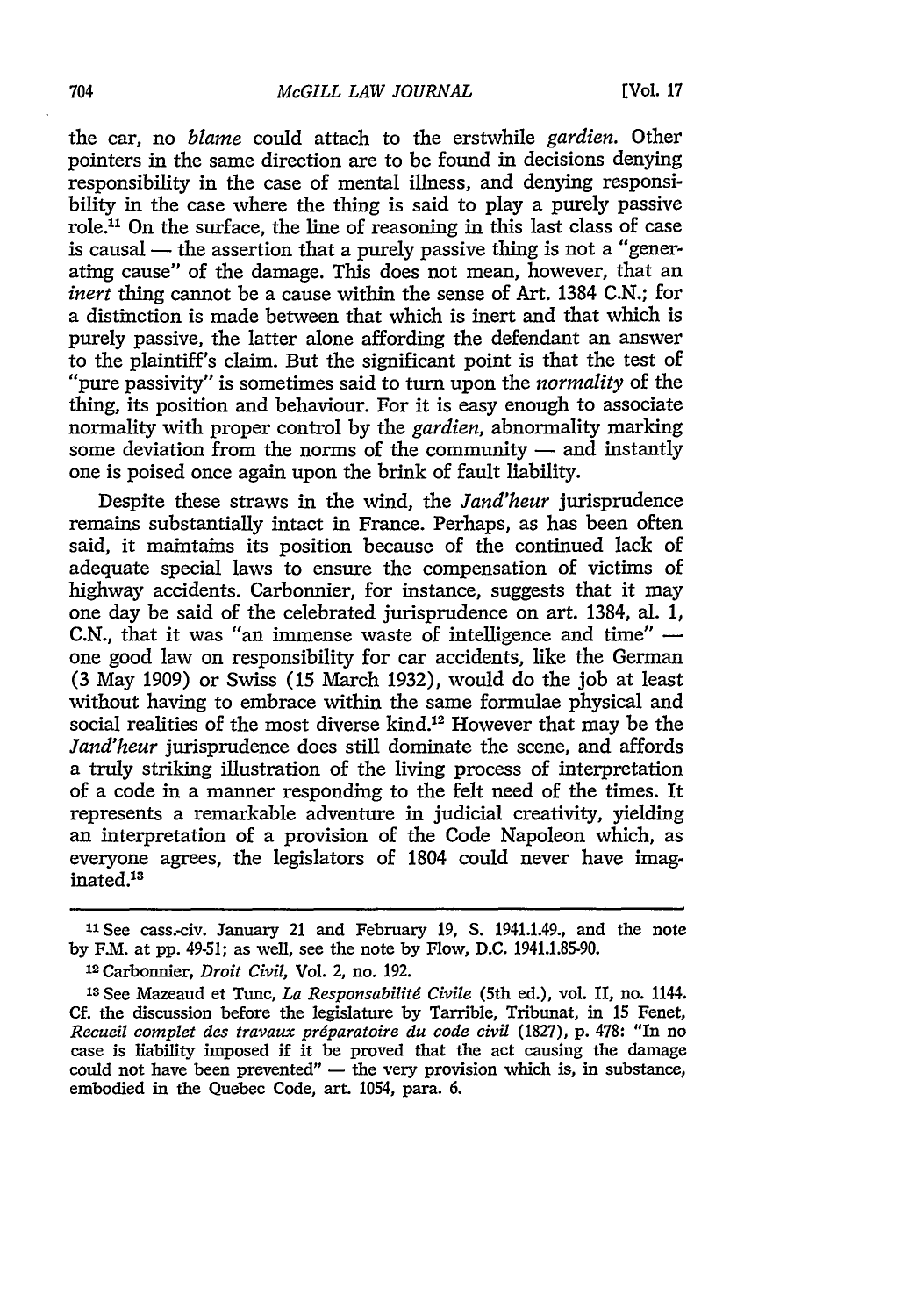the car, no *blame* could attach to the erstwhile *gardien*. Other pointers in the same direction are to be found in decisions denying responsibility in the case of mental illness, and denying responsibility in the case where the thing is said to play a purely passive role.[11] On the surface, the line of reasoning in this last class of case is causal — the assertion that a purely passive thing is not a "generating cause" of the damage. This does not mean, however, that an *inert* thing cannot be a cause within the sense of Art. 1384 C.N.; for a distinction is made between that which is inert and that which is purely passive, the latter alone affording the defendant an answer to the plaintiff's claim. But the significant point is that the test of "pure passivity" is sometimes said to turn upon the *normality* of the thing, its position and behaviour. For it is easy enough to associate normality with proper control by the *gardien*, abnormality marking some deviation from the norms of the community — and instantly one is poised once again upon the brink of fault liability.

Despite these straws in the wind, the *Jand'heur* jurisprudence remains substantially intact in France. Perhaps, as has been often said, it maintains its position because of the continued lack of adequate special laws to ensure the compensation of victims of highway accidents. Carbonnier, for instance, suggests that it may one day be said of the celebrated jurisprudence on art. 1384, al. 1, C.N., that it was "an immense waste of intelligence and time" — one good law on responsibility for car accidents, like the German (3 May 1909) or Swiss (15 March 1932), would do the job at least without having to embrace within the same formulae physical and social realities of the most diverse kind.[12] However that may be the *Jand'heur* jurisprudence does still dominate the scene, and affords a truly striking illustration of the living process of interpretation of a code in a manner responding to the felt need of the times. It represents a remarkable adventure in judicial creativity, yielding an interpretation of a provision of the Code Napoleon which, as everyone agrees, the legislators of 1804 could never have imaginated.[13]

---

[11] See cass.-civ. January 21 and February 19, S. 1941.1.49., and the note by F.M. at pp. 49-51; as well, see the note by Flow, D.C. 1941.1.85-90.

[12] Carbonnier, *Droit Civil*, Vol. 2, no. 192.

[13] See Mazeaud et Tunc, *La Responsabilité Civile* (5th ed.), vol. II, no. 1144. Cf. the discussion before the legislature by Tarrible, Tribunat, in 15 Fenet, *Recueil complet des travaux préparatoire du code civil* (1827), p. 478: "In no case is liability imposed if it be proved that the act causing the damage could not have been prevented" — the very provision which is, in substance, embodied in the Quebec Code, art. 1054, para. 6.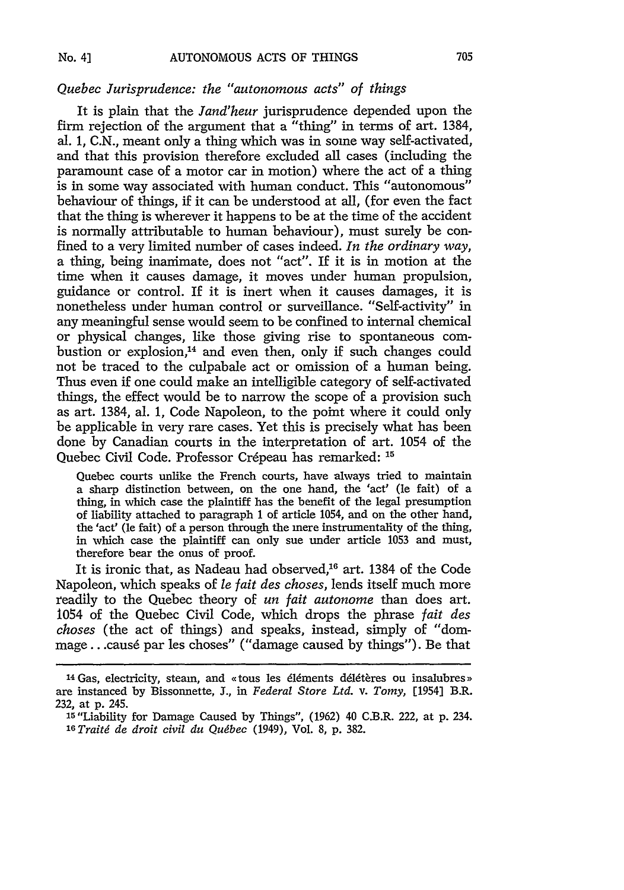*Quebec Jurisprudence: the "autonomous acts" of things*

It is plain that the *Jand'heur* jurisprudence depended upon the firm rejection of the argument that a "thing" in terms of art. 1384, al. 1, C.N., meant only a thing which was in some way self-activated, and that this provision therefore excluded all cases (including the paramount case of a motor car in motion) where the act of a thing is in some way associated with human conduct. This "autonomous" behaviour of things, if it can be understood at all, (for even the fact that the thing is wherever it happens to be at the time of the accident is normally attributable to human behaviour), must surely be confined to a very limited number of cases indeed. *In the ordinary way*, a thing, being inanimate, does not "act". If it is in motion at the time when it causes damage, it moves under human propulsion, guidance or control. If it is inert when it causes damages, it is nonetheless under human control or surveillance. "Self-activity" in any meaningful sense would seem to be confined to internal chemical or physical changes, like those giving rise to spontaneous combustion or explosion,[14] and even then, only if such changes could not be traced to the culpabale act or omission of a human being. Thus even if one could make an intelligible category of self-activated things, the effect would be to narrow the scope of a provision such as art. 1384, al. 1, Code Napoleon, to the point where it could only be applicable in very rare cases. Yet this is precisely what has been done by Canadian courts in the interpretation of art. 1054 of the Quebec Civil Code. Professor Crépeau has remarked: [15]

> Quebec courts unlike the French courts, have always tried to maintain a sharp distinction between, on the one hand, the 'act' (le fait) of a thing, in which case the plaintiff has the benefit of the legal presumption of liability attached to paragraph 1 of article 1054, and on the other hand, the 'act' (le fait) of a person through the mere instrumentality of the thing, in which case the plaintiff can only sue under article 1053 and must, therefore bear the onus of proof.

It is ironic that, as Nadeau had observed,[16] art. 1384 of the Code Napoleon, which speaks of *le fait des choses*, lends itself much more readily to the Quebec theory of *un fait autonome* than does art. 1054 of the Quebec Civil Code, which drops the phrase *fait des choses* (the act of things) and speaks, instead, simply of "dommage. . .causé par les choses" ("damage caused by things"). Be that

---

[14] Gas, electricity, steam, and «tous les éléments délétères ou insalubres» are instanced by Bissonnette, J., in *Federal Store Ltd.* v. *Tomy*, [1954] B.R. 232, at p. 245.

[15] "Liability for Damage Caused by Things", (1962) 40 C.B.R. 222, at p. 234.

[16] *Traité de droit civil du Québec* (1949), Vol. 8, p. 382.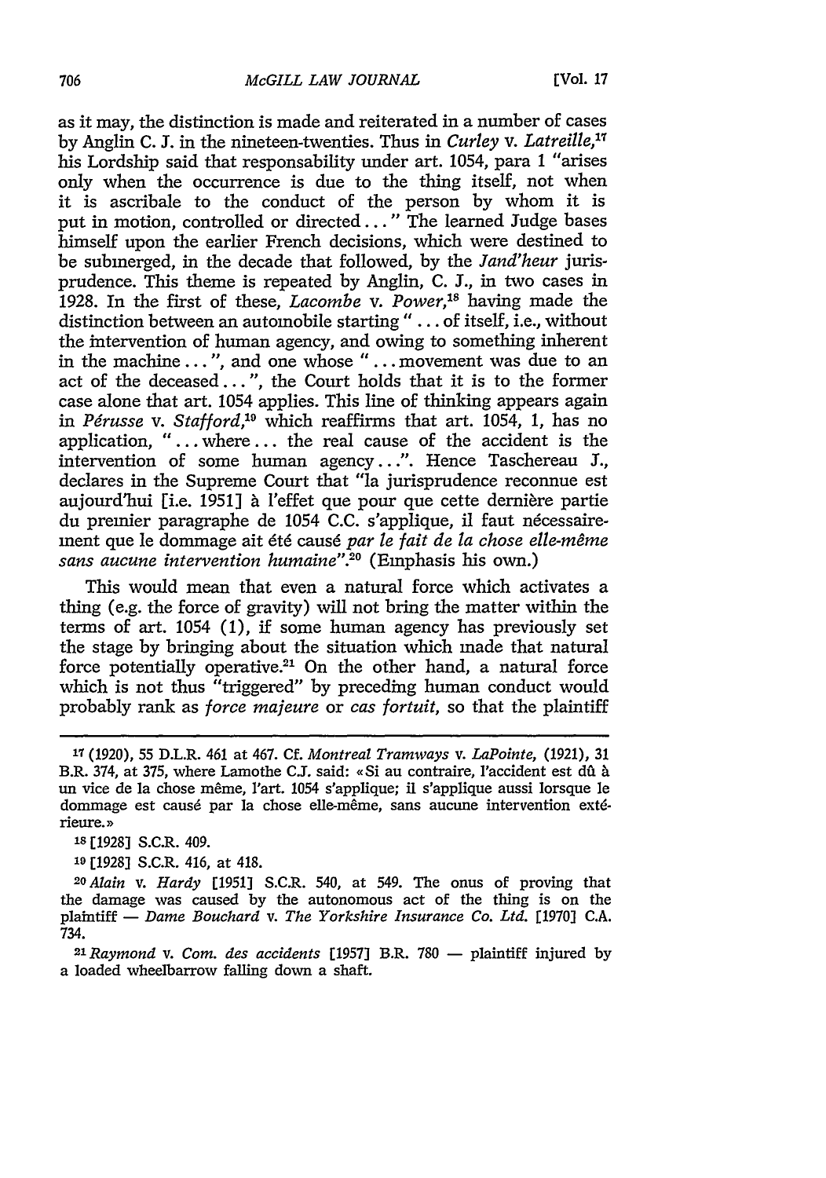as it may, the distinction is made and reiterated in a number of cases by Anglin C. J. in the nineteen-twenties. Thus in *Curley* v. *Latreille*,[17] his Lordship said that responsability under art. 1054, para 1 "arises only when the occurrence is due to the thing itself, not when it is ascribale to the conduct of the person by whom it is put in motion, controlled or directed..." The learned Judge bases himself upon the earlier French decisions, which were destined to be submerged, in the decade that followed, by the *Jand'heur* jurisprudence. This theme is repeated by Anglin, C. J., in two cases in 1928. In the first of these, *Lacombe* v. *Power*,[18] having made the distinction between an automobile starting "... of itself, i.e., without the intervention of human agency, and owing to something inherent in the machine...", and one whose "... movement was due to an act of the deceased...", the Court holds that it is to the former case alone that art. 1054 applies. This line of thinking appears again in *Pérusse* v. *Stafford*,[19] which reaffirms that art. 1054, 1, has no application, "... where... the real cause of the accident is the intervention of some human agency...". Hence Taschereau J., declares in the Supreme Court that "la jurisprudence reconnue est aujourd'hui [i.e. 1951] à l'effet que pour que cette dernière partie du premier paragraphe de 1054 C.C. s'applique, il faut nécessairement que le dommage ait été causé *par le fait de la chose elle-même sans aucune intervention humaine*".[20] (Emphasis his own.)

This would mean that even a natural force which activates a thing (e.g. the force of gravity) will not bring the matter within the terms of art. 1054 (1), if some human agency has previously set the stage by bringing about the situation which made that natural force potentially operative.[21] On the other hand, a natural force which is not thus "triggered" by preceding human conduct would probably rank as *force majeure* or *cas fortuit*, so that the plaintiff

---

[17] (1920), 55 D.L.R. 461 at 467. Cf. *Montreal Tramways* v. *LaPointe*, (1921), 31 B.R. 374, at 375, where Lamothe C.J. said: « Si au contraire, l'accident est dû à un vice de la chose même, l'art. 1054 s'applique; il s'applique aussi lorsque le dommage est causé par la chose elle-même, sans aucune intervention extérieure. »

[18] [1928] S.C.R. 409.

[19] [1928] S.C.R. 416, at 418.

[20] *Alain* v. *Hardy* [1951] S.C.R. 540, at 549. The onus of proving that the damage was caused by the autonomous act of the thing is on the plaintiff — *Dame Bouchard* v. *The Yorkshire Insurance Co. Ltd.* [1970] C.A. 734.

[21] *Raymond* v. *Com. des accidents* [1957] B.R. 780 — plaintiff injured by a loaded wheelbarrow falling down a shaft.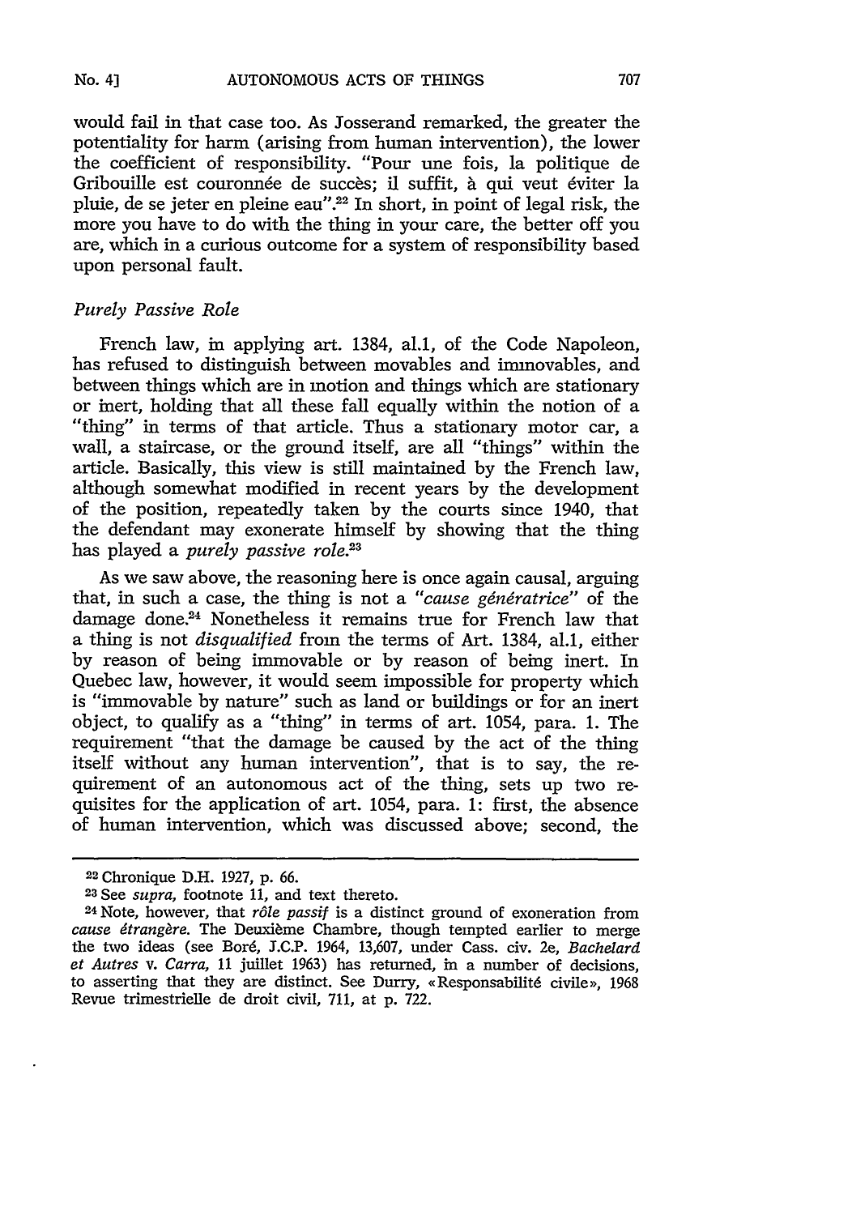would fail in that case too. As Josserand remarked, the greater the potentiality for harm (arising from human intervention), the lower the coefficient of responsibility. "Pour une fois, la politique de Gribouille est couronnée de succès; il suffit, à qui veut éviter la pluie, de se jeter en pleine eau".[22] In short, in point of legal risk, the more you have to do with the thing in your care, the better off you are, which in a curious outcome for a system of responsibility based upon personal fault.

### *Purely Passive Role*

French law, in applying art. 1384, al.1, of the Code Napoleon, has refused to distinguish between movables and immovables, and between things which are in motion and things which are stationary or inert, holding that all these fall equally within the notion of a "thing" in terms of that article. Thus a stationary motor car, a wall, a staircase, or the ground itself, are all "things" within the article. Basically, this view is still maintained by the French law, although somewhat modified in recent years by the development of the position, repeatedly taken by the courts since 1940, that the defendant may exonerate himself by showing that the thing has played a *purely passive role*.[23]

As we saw above, the reasoning here is once again causal, arguing that, in such a case, the thing is not a *"cause génératrice"* of the damage done.[24] Nonetheless it remains true for French law that a thing is not *disqualified* from the terms of Art. 1384, al.1, either by reason of being immovable or by reason of being inert. In Quebec law, however, it would seem impossible for property which is "immovable by nature" such as land or buildings or for an inert object, to qualify as a "thing" in terms of art. 1054, para. 1. The requirement "that the damage be caused by the act of the thing itself without any human intervention", that is to say, the requirement of an autonomous act of the thing, sets up two requisites for the application of art. 1054, para. 1: first, the absence of human intervention, which was discussed above; second, the

---

[22] Chronique D.H. 1927, p. 66.

[23] See *supra*, footnote 11, and text thereto.

[24] Note, however, that *rôle passif* is a distinct ground of exoneration from *cause étrangère*. The Deuxième Chambre, though tempted earlier to merge the two ideas (see Boré, J.C.P. 1964, 13,607, under Cass. civ. 2e, *Bachelard et Autres* v. *Carra*, 11 juillet 1963) has returned, in a number of decisions, to asserting that they are distinct. See Durry, «Responsabilité civile», 1968 Revue trimestrielle de droit civil, 711, at p. 722.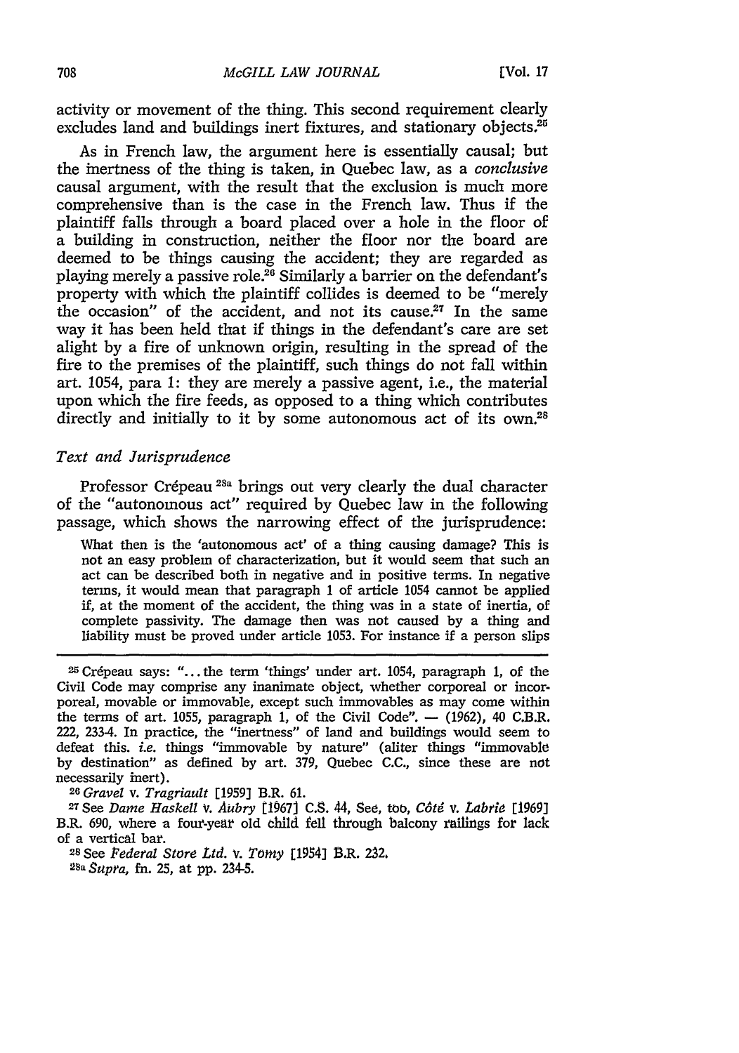activity or movement of the thing. This second requirement clearly excludes land and buildings inert fixtures, and stationary objects.[25]

As in French law, the argument here is essentially causal; but the inertness of the thing is taken, in Quebec law, as a *conclusive* causal argument, with the result that the exclusion is much more comprehensive than is the case in the French law. Thus if the plaintiff falls through a board placed over a hole in the floor of a building in construction, neither the floor nor the board are deemed to be things causing the accident; they are regarded as playing merely a passive role.[26] Similarly a barrier on the defendant's property with which the plaintiff collides is deemed to be "merely the occasion" of the accident, and not its cause.[27] In the same way it has been held that if things in the defendant's care are set alight by a fire of unknown origin, resulting in the spread of the fire to the premises of the plaintiff, such things do not fall within art. 1054, para 1: they are merely a passive agent, i.e., the material upon which the fire feeds, as opposed to a thing which contributes directly and initially to it by some autonomous act of its own.[28]

### *Text and Jurisprudence*

Professor Crépeau [28a] brings out very clearly the dual character of the "autonomous act" required by Quebec law in the following passage, which shows the narrowing effect of the jurisprudence:

> What then is the 'autonomous act' of a thing causing damage? This is not an easy problem of characterization, but it would seem that such an act can be described both in negative and in positive terms. In negative terms, it would mean that paragraph 1 of article 1054 cannot be applied if, at the moment of the accident, the thing was in a state of inertia, of complete passivity. The damage then was not caused by a thing and liability must be proved under article 1053. For instance if a person slips

---

[25] Crépeau says: "... the term 'things' under art. 1054, paragraph 1, of the Civil Code may comprise any inanimate object, whether corporeal or incorporeal, movable or immovable, except such immovables as may come within the terms of art. 1055, paragraph 1, of the Civil Code". — (1962), 40 C.B.R. 222, 233-4. In practice, the "inertness" of land and buildings would seem to defeat this. *i.e.* things "immovable by nature" (aliter things "immovable by destination" as defined by art. 379, Quebec C.C., since these are not necessarily inert).

[26] *Gravel* v. *Tragriault* [1959] B.R. 61.

[27] See *Dame Haskell* v. *Aubry* [1967] C.S. 44, See, too, *Côté* v. *Labrie* [1969] B.R. 690, where a four-year old child fell through balcony railings for lack of a vertical bar.

[28] See *Federal Store Ltd.* v. *Tomy* [1954] B.R. 232.

[28a] *Supra*, fn. 25, at pp. 234-5.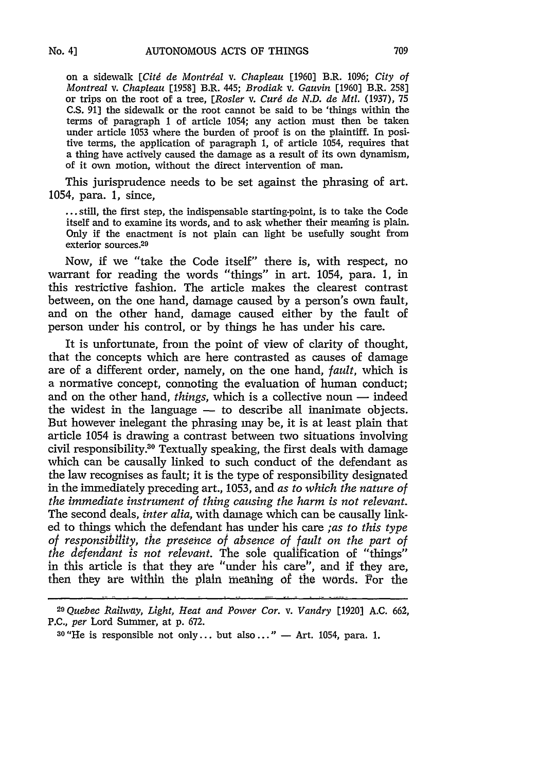on a sidewalk [*Cité de Montréal* v. *Chapleau* [1960] B.R. 1096; *City of Montreal* v. *Chapleau* [1958] B.R. 445; *Brodiak* v. *Gauvin* [1960] B.R. 258] or trips on the root of a tree, [*Rosler* v. *Curé de N.D. de Mtl.* (1937), 75 C.S. 91] the sidewalk or the root cannot be said to be 'things within the terms of paragraph 1 of article 1054; any action must then be taken under article 1053 where the burden of proof is on the plaintiff. In positive terms, the application of paragraph 1, of article 1054, requires that a thing have actively caused the damage as a result of its own dynamism, of it own motion, without the direct intervention of man.

This jurisprudence needs to be set against the phrasing of art. 1054, para. 1, since,

> ... still, the first step, the indispensable starting-point, is to take the Code itself and to examine its words, and to ask whether their meaning is plain. Only if the enactment is not plain can light be usefully sought from exterior sources.[29]

Now, if we "take the Code itself" there is, with respect, no warrant for reading the words "things" in art. 1054, para. 1, in this restrictive fashion. The article makes the clearest contrast between, on the one hand, damage caused by a person's own fault, and on the other hand, damage caused either by the fault of person under his control, or by things he has under his care.

It is unfortunate, from the point of view of clarity of thought, that the concepts which are here contrasted as causes of damage are of a different order, namely, on the one hand, *fault*, which is a normative concept, connoting the evaluation of human conduct; and on the other hand, *things*, which is a collective noun — indeed the widest in the language — to describe all inanimate objects. But however inelegant the phrasing may be, it is at least plain that article 1054 is drawing a contrast between two situations involving civil responsibility.[30] Textually speaking, the first deals with damage which can be causally linked to such conduct of the defendant as the law recognises as fault; it is the type of responsibility designated in the immediately preceding art., 1053, and *as to which the nature of the immediate instrument of thing causing the harm is not relevant.* The second deals, *inter alia*, with damage which can be causally linked to things which the defendant has under his care *;as to this type of responsibility, the presence of absence of fault on the part of the defendant is not relevant.* The sole qualification of "things" in this article is that they are "under his care", and if they are, then they are within the plain meaning of the words. For the

---

[29] *Quebec Railway, Light, Heat and Power Cor.* v. *Vandry* [1920] A.C. 662, P.C., *per* Lord Summer, at p. 672.

[30] "He is responsible not only... but also..." — Art. 1054, para. 1.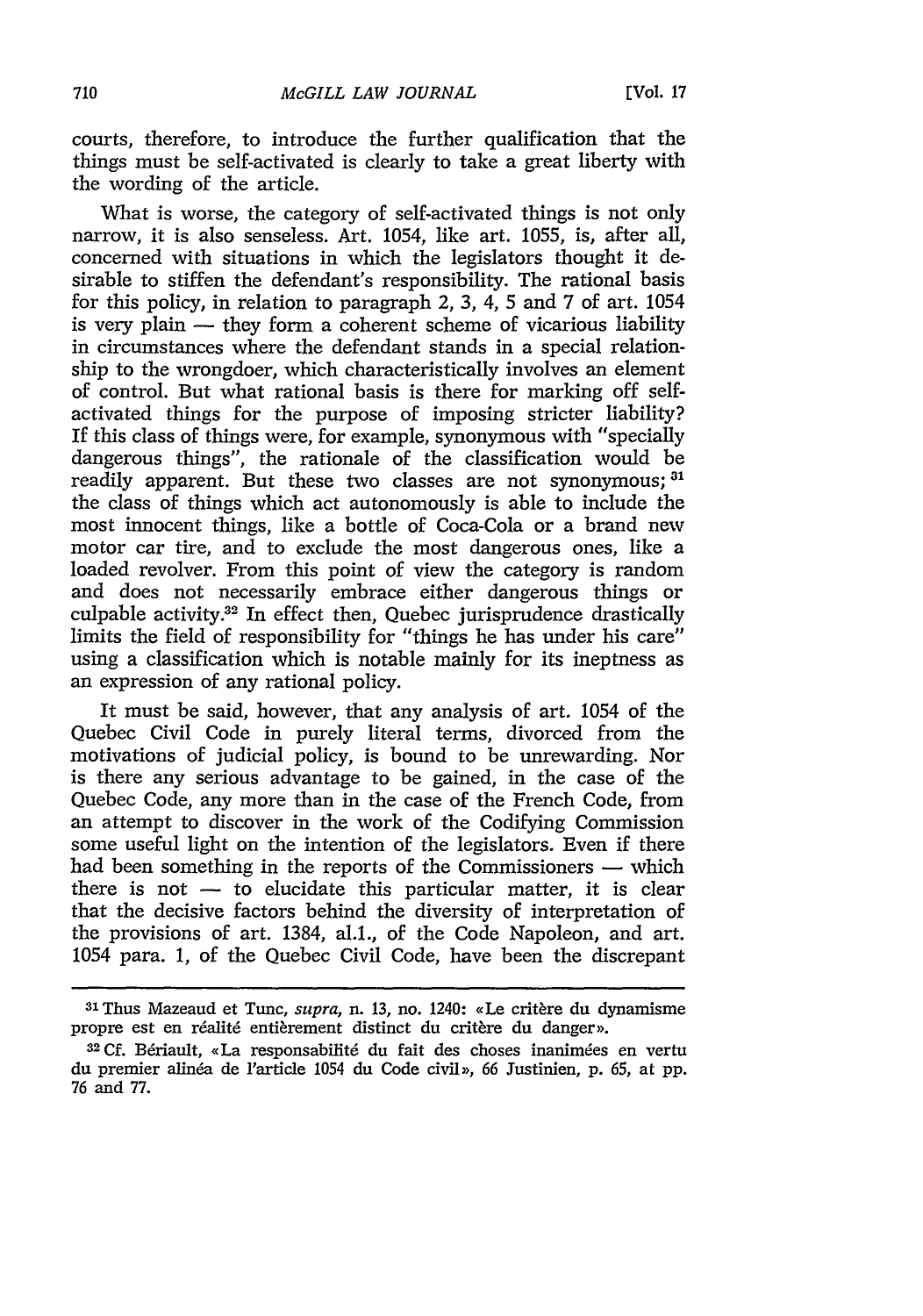courts, therefore, to introduce the further qualification that the things must be self-activated is clearly to take a great liberty with the wording of the article.

What is worse, the category of self-activated things is not only narrow, it is also senseless. Art. 1054, like art. 1055, is, after all, concerned with situations in which the legislators thought it desirable to stiffen the defendant's responsibility. The rational basis for this policy, in relation to paragraph 2, 3, 4, 5 and 7 of art. 1054 is very plain — they form a coherent scheme of vicarious liability in circumstances where the defendant stands in a special relationship to the wrongdoer, which characteristically involves an element of control. But what rational basis is there for marking off self-activated things for the purpose of imposing stricter liability? If this class of things were, for example, synonymous with "specially dangerous things", the rationale of the classification would be readily apparent. But these two classes are not synonymous; [31] the class of things which act autonomously is able to include the most innocent things, like a bottle of Coca-Cola or a brand new motor car tire, and to exclude the most dangerous ones, like a loaded revolver. From this point of view the category is random and does not necessarily embrace either dangerous things or culpable activity.[32] In effect then, Quebec jurisprudence drastically limits the field of responsibility for "things he has under his care" using a classification which is notable mainly for its ineptness as an expression of any rational policy.

It must be said, however, that any analysis of art. 1054 of the Quebec Civil Code in purely literal terms, divorced from the motivations of judicial policy, is bound to be unrewarding. Nor is there any serious advantage to be gained, in the case of the Quebec Code, any more than in the case of the French Code, from an attempt to discover in the work of the Codifying Commission some useful light on the intention of the legislators. Even if there had been something in the reports of the Commissioners — which there is not — to elucidate this particular matter, it is clear that the decisive factors behind the diversity of interpretation of the provisions of art. 1384, al.1., of the Code Napoleon, and art. 1054 para. 1, of the Quebec Civil Code, have been the discrepant

---

[31] Thus Mazeaud et Tunc, *supra*, n. 13, no. 1240: «Le critère du dynamisme propre est en réalité entièrement distinct du critère du danger».

[32] Cf. Bériault, «La responsabilité du fait des choses inanimées en vertu du premier alinéa de l'article 1054 du Code civil», 66 Justinien, p. 65, at pp. 76 and 77.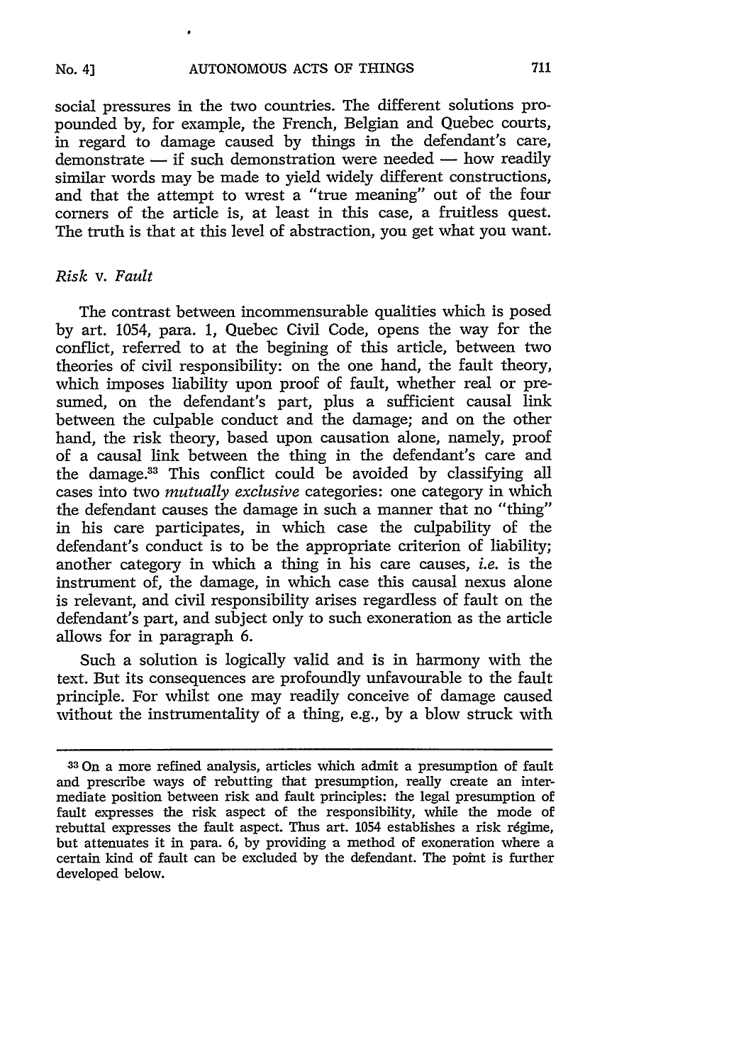social pressures in the two countries. The different solutions propounded by, for example, the French, Belgian and Quebec courts, in regard to damage caused by things in the defendant's care, demonstrate — if such demonstration were needed — how readily similar words may be made to yield widely different constructions, and that the attempt to wrest a "true meaning" out of the four corners of the article is, at least in this case, a fruitless quest. The truth is that at this level of abstraction, you get what you want.

*Risk* v. *Fault*

The contrast between incommensurable qualities which is posed by art. 1054, para. 1, Quebec Civil Code, opens the way for the conflict, referred to at the begining of this article, between two theories of civil responsibility: on the one hand, the fault theory, which imposes liability upon proof of fault, whether real or presumed, on the defendant's part, plus a sufficient causal link between the culpable conduct and the damage; and on the other hand, the risk theory, based upon causation alone, namely, proof of a causal link between the thing in the defendant's care and the damage.[33] This conflict could be avoided by classifying all cases into two *mutually exclusive* categories: one category in which the defendant causes the damage in such a manner that no "thing" in his care participates, in which case the culpability of the defendant's conduct is to be the appropriate criterion of liability; another category in which a thing in his care causes, *i.e.* is the instrument of, the damage, in which case this causal nexus alone is relevant, and civil responsibility arises regardless of fault on the defendant's part, and subject only to such exoneration as the article allows for in paragraph 6.

Such a solution is logically valid and is in harmony with the text. But its consequences are profoundly unfavourable to the fault principle. For whilst one may readily conceive of damage caused without the instrumentality of a thing, e.g., by a blow struck with

---

[33] On a more refined analysis, articles which admit a presumption of fault and prescribe ways of rebutting that presumption, really create an intermediate position between risk and fault principles: the legal presumption of fault expresses the risk aspect of the responsibility, while the mode of rebuttal expresses the fault aspect. Thus art. 1054 establishes a risk régime, but attenuates it in para. 6, by providing a method of exoneration where a certain kind of fault can be excluded by the defendant. The point is further developed below.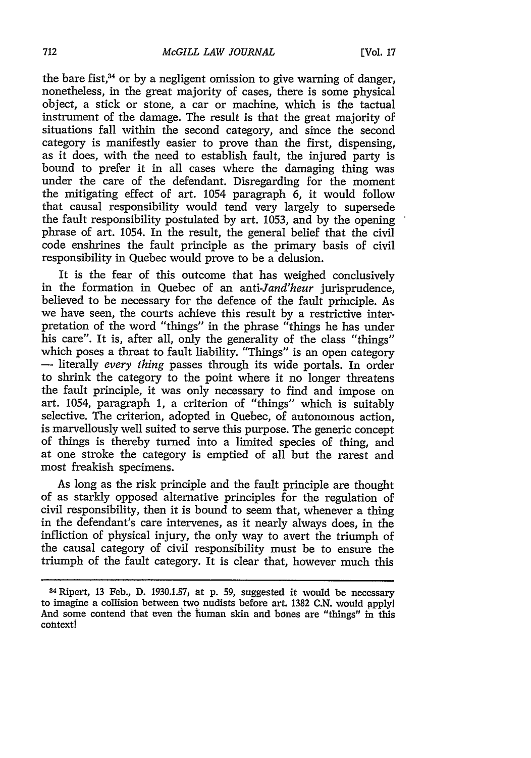the bare fist,[34] or by a negligent omission to give warning of danger, nonetheless, in the great majority of cases, there is some physical object, a stick or stone, a car or machine, which is the tactual instrument of the damage. The result is that the great majority of situations fall within the second category, and since the second category is manifestly easier to prove than the first, dispensing, as it does, with the need to establish fault, the injured party is bound to prefer it in all cases where the damaging thing was under the care of the defendant. Disregarding for the moment the mitigating effect of art. 1054 paragraph 6, it would follow that causal responsibility would tend very largely to supersede the fault responsibility postulated by art. 1053, and by the opening phrase of art. 1054. In the result, the general belief that the civil code enshrines the fault principle as the primary basis of civil responsibility in Quebec would prove to be a delusion.

It is the fear of this outcome that has weighed conclusively in the formation in Quebec of an anti-*Jand'heur* jurisprudence, believed to be necessary for the defence of the fault principle. As we have seen, the courts achieve this result by a restrictive interpretation of the word "things" in the phrase "things he has under his care". It is, after all, only the generality of the class "things" which poses a threat to fault liability. "Things" is an open category — literally *every thing* passes through its wide portals. In order to shrink the category to the point where it no longer threatens the fault principle, it was only necessary to find and impose on art. 1054, paragraph 1, a criterion of "things" which is suitably selective. The criterion, adopted in Quebec, of autonomous action, is marvellously well suited to serve this purpose. The generic concept of things is thereby turned into a limited species of thing, and at one stroke the category is emptied of all but the rarest and most freakish specimens.

As long as the risk principle and the fault principle are thought of as starkly opposed alternative principles for the regulation of civil responsibility, then it is bound to seem that, whenever a thing in the defendant's care intervenes, as it nearly always does, in the infliction of physical injury, the only way to avert the triumph of the causal category of civil responsibility must be to ensure the triumph of the fault category. It is clear that, however much this

---

[34] Ripert, 13 Feb., D. 1930.1.57, at p. 59, suggested it would be necessary to imagine a collision between two nudists before art. 1382 C.N. would apply! And some contend that even the human skin and bones are "things" in this context!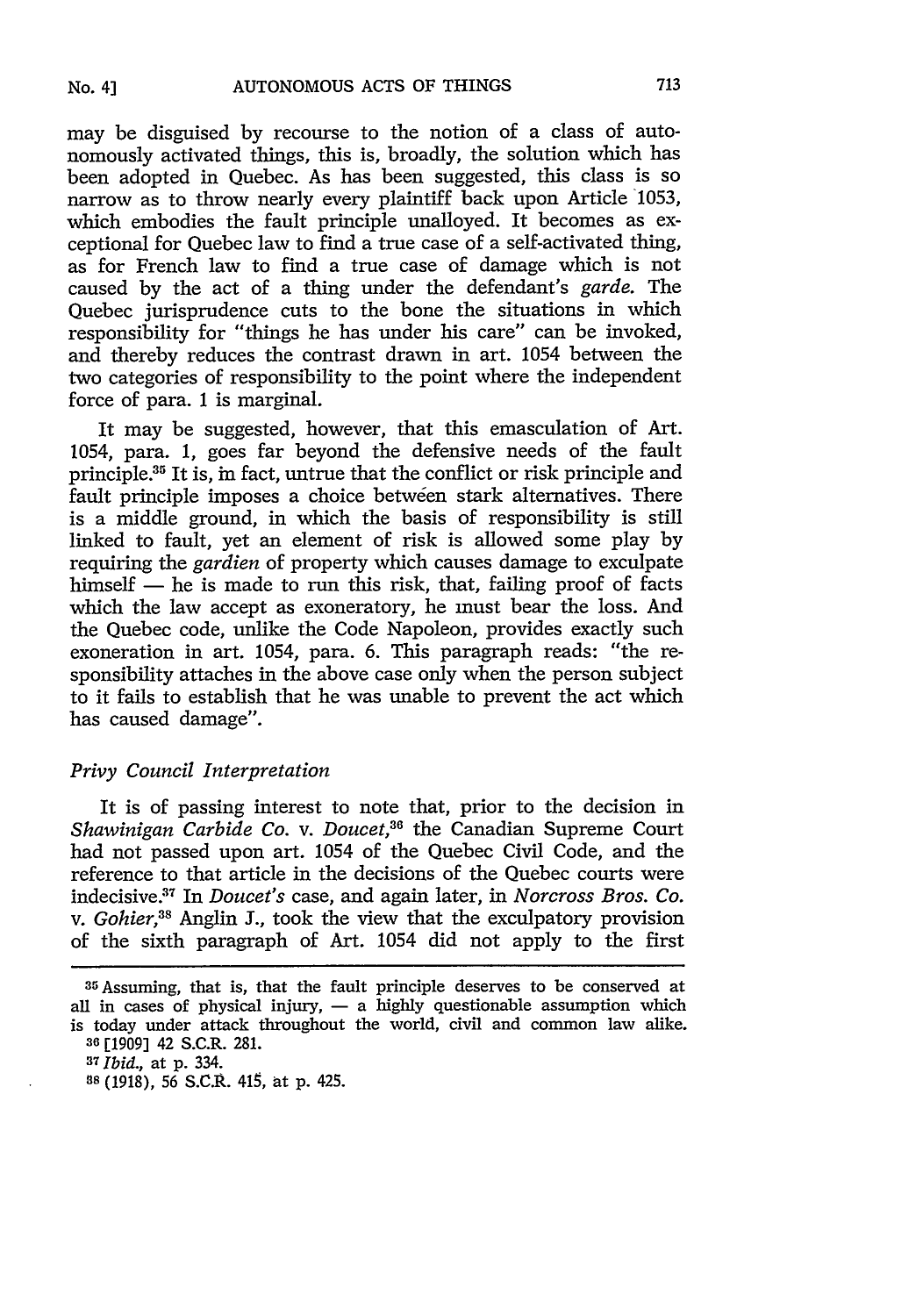may be disguised by recourse to the notion of a class of autonomously activated things, this is, broadly, the solution which has been adopted in Quebec. As has been suggested, this class is so narrow as to throw nearly every plaintiff back upon Article 1053, which embodies the fault principle unalloyed. It becomes as exceptional for Quebec law to find a true case of a self-activated thing, as for French law to find a true case of damage which is not caused by the act of a thing under the defendant's *garde*. The Quebec jurisprudence cuts to the bone the situations in which responsibility for "things he has under his care" can be invoked, and thereby reduces the contrast drawn in art. 1054 between the two categories of responsibility to the point where the independent force of para. 1 is marginal.

It may be suggested, however, that this emasculation of Art. 1054, para. 1, goes far beyond the defensive needs of the fault principle.[35] It is, in fact, untrue that the conflict or risk principle and fault principle imposes a choice between stark alternatives. There is a middle ground, in which the basis of responsibility is still linked to fault, yet an element of risk is allowed some play by requiring the *gardien* of property which causes damage to exculpate himself — he is made to run this risk, that, failing proof of facts which the law accept as exoneratory, he must bear the loss. And the Quebec code, unlike the Code Napoleon, provides exactly such exoneration in art. 1054, para. 6. This paragraph reads: "the responsibility attaches in the above case only when the person subject to it fails to establish that he was unable to prevent the act which has caused damage".

### *Privy Council Interpretation*

It is of passing interest to note that, prior to the decision in *Shawinigan Carbide Co.* v. *Doucet*,[36] the Canadian Supreme Court had not passed upon art. 1054 of the Quebec Civil Code, and the reference to that article in the decisions of the Quebec courts were indecisive.[37] In *Doucet's* case, and again later, in *Norcross Bros. Co.* v. *Gohier*,[38] Anglin J., took the view that the exculpatory provision of the sixth paragraph of Art. 1054 did not apply to the first

---

[35] Assuming, that is, that the fault principle deserves to be conserved at all in cases of physical injury, — a highly questionable assumption which is today under attack throughout the world, civil and common law alike.

[36] [1909] 42 S.C.R. 281.

[37] *Ibid.*, at p. 334.

[38] (1918), 56 S.C.R. 415, at p. 425.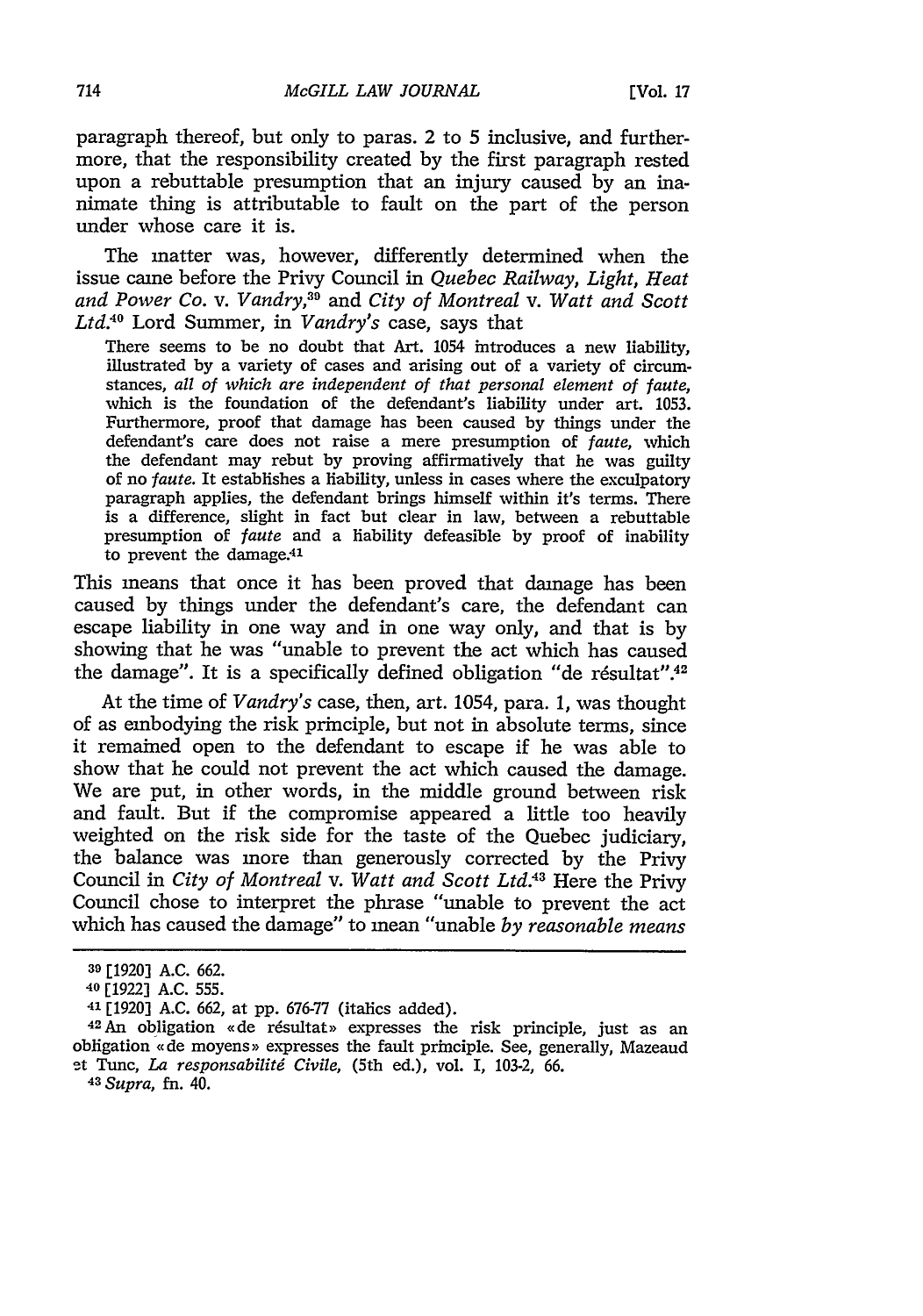paragraph thereof, but only to paras. 2 to 5 inclusive, and furthermore, that the responsibility created by the first paragraph rested upon a rebuttable presumption that an injury caused by an inanimate thing is attributable to fault on the part of the person under whose care it is.

The matter was, however, differently determined when the issue came before the Privy Council in *Quebec Railway, Light, Heat and Power Co.* v. *Vandry*,[39] and *City of Montreal* v. *Watt and Scott Ltd.*[40] Lord Summer, in *Vandry's* case, says that

> There seems to be no doubt that Art. 1054 introduces a new liability, illustrated by a variety of cases and arising out of a variety of circumstances, *all of which are independent of that personal element of faute*, which is the foundation of the defendant's liability under art. 1053. Furthermore, proof that damage has been caused by things under the defendant's care does not raise a mere presumption of *faute*, which the defendant may rebut by proving affirmatively that he was guilty of no *faute*. It establishes a liability, unless in cases where the exculpatory paragraph applies, the defendant brings himself within it's terms. There is a difference, slight in fact but clear in law, between a rebuttable presumption of *faute* and a liability defeasible by proof of inability to prevent the damage.[41]

This means that once it has been proved that damage has been caused by things under the defendant's care, the defendant can escape liability in one way and in one way only, and that is by showing that he was "unable to prevent the act which has caused the damage". It is a specifically defined obligation "de résultat".[42]

At the time of *Vandry's* case, then, art. 1054, para. 1, was thought of as embodying the risk principle, but not in absolute terms, since it remained open to the defendant to escape if he was able to show that he could not prevent the act which caused the damage. We are put, in other words, in the middle ground between risk and fault. But if the compromise appeared a little too heavily weighted on the risk side for the taste of the Quebec judiciary, the balance was more than generously corrected by the Privy Council in *City of Montreal* v. *Watt and Scott Ltd.*[43] Here the Privy Council chose to interpret the phrase "unable to prevent the act which has caused the damage" to mean "unable *by reasonable means*

---

[39] [1920] A.C. 662.

[40] [1922] A.C. 555.

[41] [1920] A.C. 662, at pp. 676-77 (italics added).

[42] An obligation «de résultat» expresses the risk principle, just as an obligation «de moyens» expresses the fault principle. See, generally, Mazeaud et Tunc, *La responsabilité Civile*, (5th ed.), vol. I, 103-2, 66.

[43] *Supra*, fn. 40.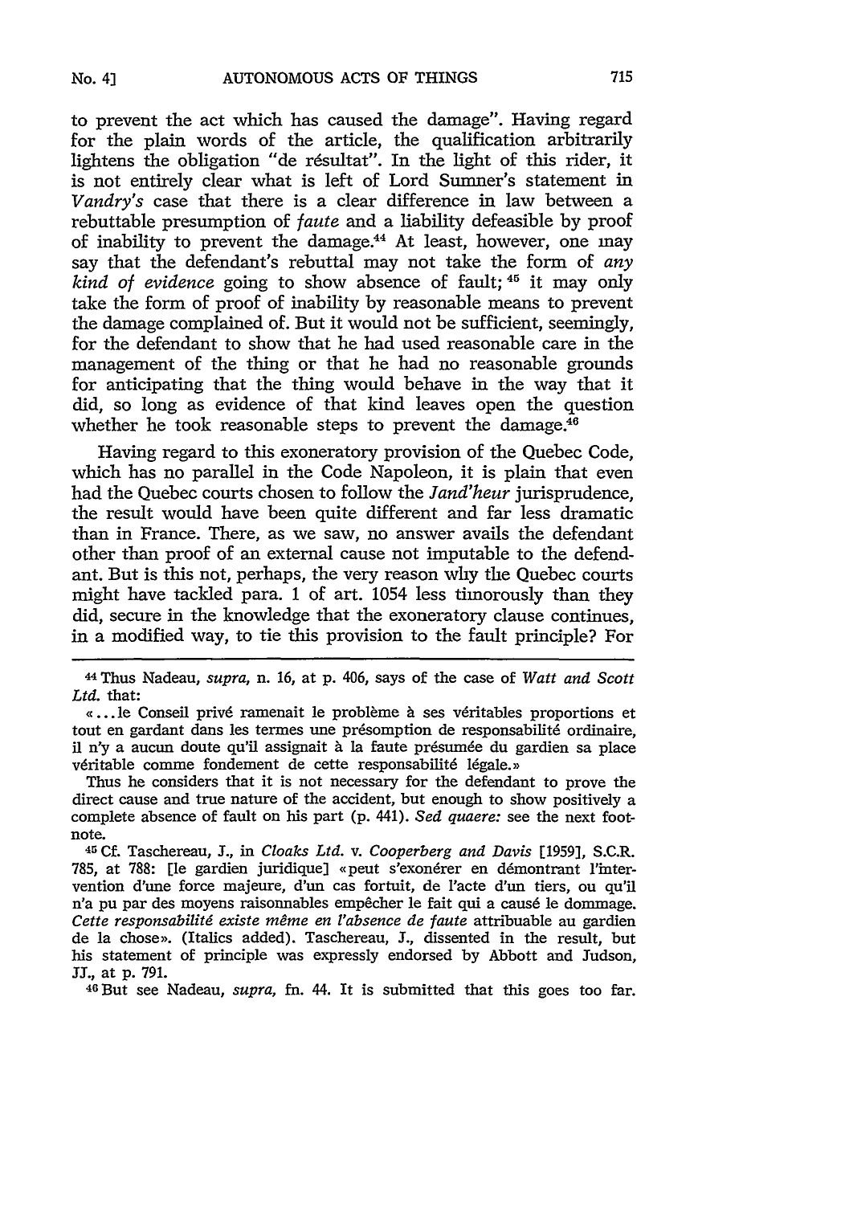to prevent the act which has caused the damage". Having regard for the plain words of the article, the qualification arbitrarily lightens the obligation "de résultat". In the light of this rider, it is not entirely clear what is left of Lord Sumner's statement in *Vandry's* case that there is a clear difference in law between a rebuttable presumption of *faute* and a liability defeasible by proof of inability to prevent the damage.[44] At least, however, one may say that the defendant's rebuttal may not take the form of *any kind of evidence* going to show absence of fault;[45] it may only take the form of proof of inability by reasonable means to prevent the damage complained of. But it would not be sufficient, seemingly, for the defendant to show that he had used reasonable care in the management of the thing or that he had no reasonable grounds for anticipating that the thing would behave in the way that it did, so long as evidence of that kind leaves open the question whether he took reasonable steps to prevent the damage.[46]

Having regard to this exoneratory provision of the Quebec Code, which has no parallel in the Code Napoleon, it is plain that even had the Quebec courts chosen to follow the *Jand'heur* jurisprudence, the result would have been quite different and far less dramatic than in France. There, as we saw, no answer avails the defendant other than proof of an external cause not imputable to the defendant. But is this not, perhaps, the very reason why the Quebec courts might have tackled para. 1 of art. 1054 less timorously than they did, secure in the knowledge that the exoneratory clause continues, in a modified way, to tie this provision to the fault principle? For

---

[44] Thus Nadeau, *supra*, n. 16, at p. 406, says of the case of *Watt and Scott Ltd.* that:

«...le Conseil privé ramenait le problème à ses véritables proportions et tout en gardant dans les termes une présomption de responsabilité ordinaire, il n'y a aucun doute qu'il assignait à la faute présumée du gardien sa place véritable comme fondement de cette responsabilité légale.»

Thus he considers that it is not necessary for the defendant to prove the direct cause and true nature of the accident, but enough to show positively a complete absence of fault on his part (p. 441). *Sed quaere:* see the next footnote.

[45] Cf. Taschereau, J., in *Cloaks Ltd.* v. *Cooperberg and Davis* [1959], S.C.R. 785, at 788: [le gardien juridique] «peut s'exonérer en démontrant l'intervention d'une force majeure, d'un cas fortuit, de l'acte d'un tiers, ou qu'il n'a pu par des moyens raisonnables empêcher le fait qui a causé le dommage. *Cette responsabilité existe même en l'absence de faute* attribuable au gardien de la chose». (Italics added). Taschereau, J., dissented in the result, but his statement of principle was expressly endorsed by Abbott and Judson, JJ., at p. 791.

[46] But see Nadeau, *supra*, fn. 44. It is submitted that this goes too far.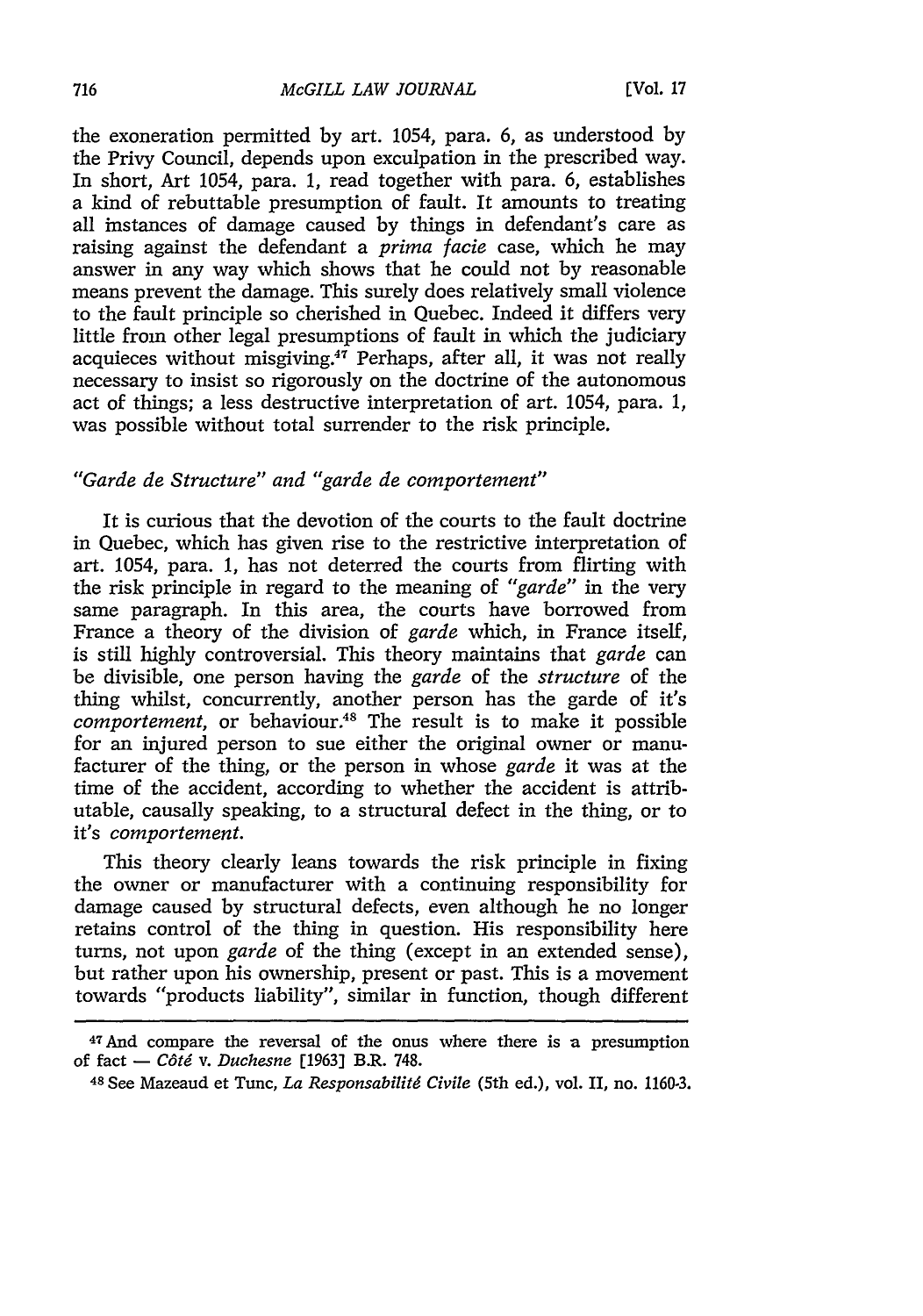the exoneration permitted by art. 1054, para. 6, as understood by the Privy Council, depends upon exculpation in the prescribed way. In short, Art 1054, para. 1, read together with para. 6, establishes a kind of rebuttable presumption of fault. It amounts to treating all instances of damage caused by things in defendant's care as raising against the defendant a *prima facie* case, which he may answer in any way which shows that he could not by reasonable means prevent the damage. This surely does relatively small violence to the fault principle so cherished in Quebec. Indeed it differs very little from other legal presumptions of fault in which the judiciary acquieces without misgiving.[47] Perhaps, after all, it was not really necessary to insist so rigorously on the doctrine of the autonomous act of things; a less destructive interpretation of art. 1054, para. 1, was possible without total surrender to the risk principle.

### *"Garde de Structure" and "garde de comportement"*

It is curious that the devotion of the courts to the fault doctrine in Quebec, which has given rise to the restrictive interpretation of art. 1054, para. 1, has not deterred the courts from flirting with the risk principle in regard to the meaning of *"garde"* in the very same paragraph. In this area, the courts have borrowed from France a theory of the division of *garde* which, in France itself, is still highly controversial. This theory maintains that *garde* can be divisible, one person having the *garde* of the *structure* of the thing whilst, concurrently, another person has the garde of it's *comportement*, or behaviour.[48] The result is to make it possible for an injured person to sue either the original owner or manufacturer of the thing, or the person in whose *garde* it was at the time of the accident, according to whether the accident is attributable, causally speaking, to a structural defect in the thing, or to it's *comportement*.

This theory clearly leans towards the risk principle in fixing the owner or manufacturer with a continuing responsibility for damage caused by structural defects, even although he no longer retains control of the thing in question. His responsibility here turns, not upon *garde* of the thing (except in an extended sense), but rather upon his ownership, present or past. This is a movement towards "products liability", similar in function, though different

---

[47] And compare the reversal of the onus where there is a presumption of fact — *Côté* v. *Duchesne* [1963] B.R. 748.

[48] See Mazeaud et Tunc, *La Responsabilité Civile* (5th ed.), vol. II, no. 1160-3.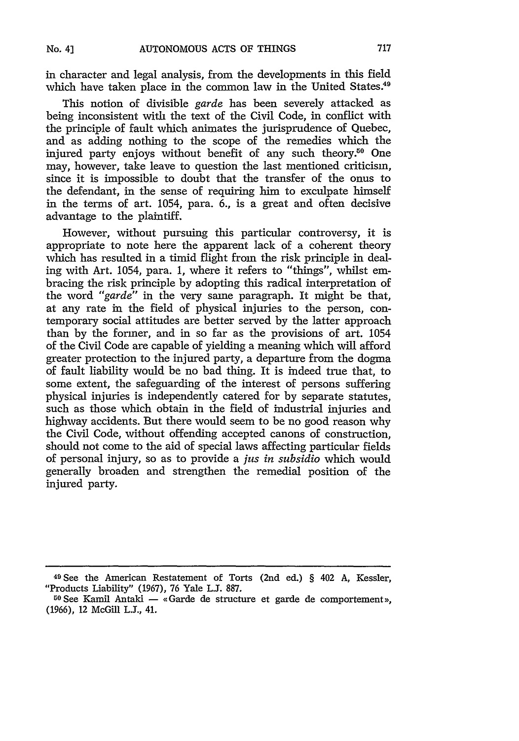in character and legal analysis, from the developments in this field which have taken place in the common law in the United States.[49]

This notion of divisible *garde* has been severely attacked as being inconsistent with the text of the Civil Code, in conflict with the principle of fault which animates the jurisprudence of Quebec, and as adding nothing to the scope of the remedies which the injured party enjoys without benefit of any such theory.[50] One may, however, take leave to question the last mentioned criticism, since it is impossible to doubt that the transfer of the onus to the defendant, in the sense of requiring him to exculpate himself in the terms of art. 1054, para. 6., is a great and often decisive advantage to the plaintiff.

However, without pursuing this particular controversy, it is appropriate to note here the apparent lack of a coherent theory which has resulted in a timid flight from the risk principle in dealing with Art. 1054, para. 1, where it refers to "things", whilst embracing the risk principle by adopting this radical interpretation of the word *"garde"* in the very same paragraph. It might be that, at any rate in the field of physical injuries to the person, contemporary social attitudes are better served by the latter approach than by the former, and in so far as the provisions of art. 1054 of the Civil Code are capable of yielding a meaning which will afford greater protection to the injured party, a departure from the dogma of fault liability would be no bad thing. It is indeed true that, to some extent, the safeguarding of the interest of persons suffering physical injuries is independently catered for by separate statutes, such as those which obtain in the field of industrial injuries and highway accidents. But there would seem to be no good reason why the Civil Code, without offending accepted canons of construction, should not come to the aid of special laws affecting particular fields of personal injury, so as to provide a *jus in subsidio* which would generally broaden and strengthen the remedial position of the injured party.

---

[49] See the American Restatement of Torts (2nd ed.) § 402 A, Kessler, "Products Liability" (1967), 76 Yale L.J. 887.

[50] See Kamil Antaki — «Garde de structure et garde de comportement», (1966), 12 McGill L.J., 41.